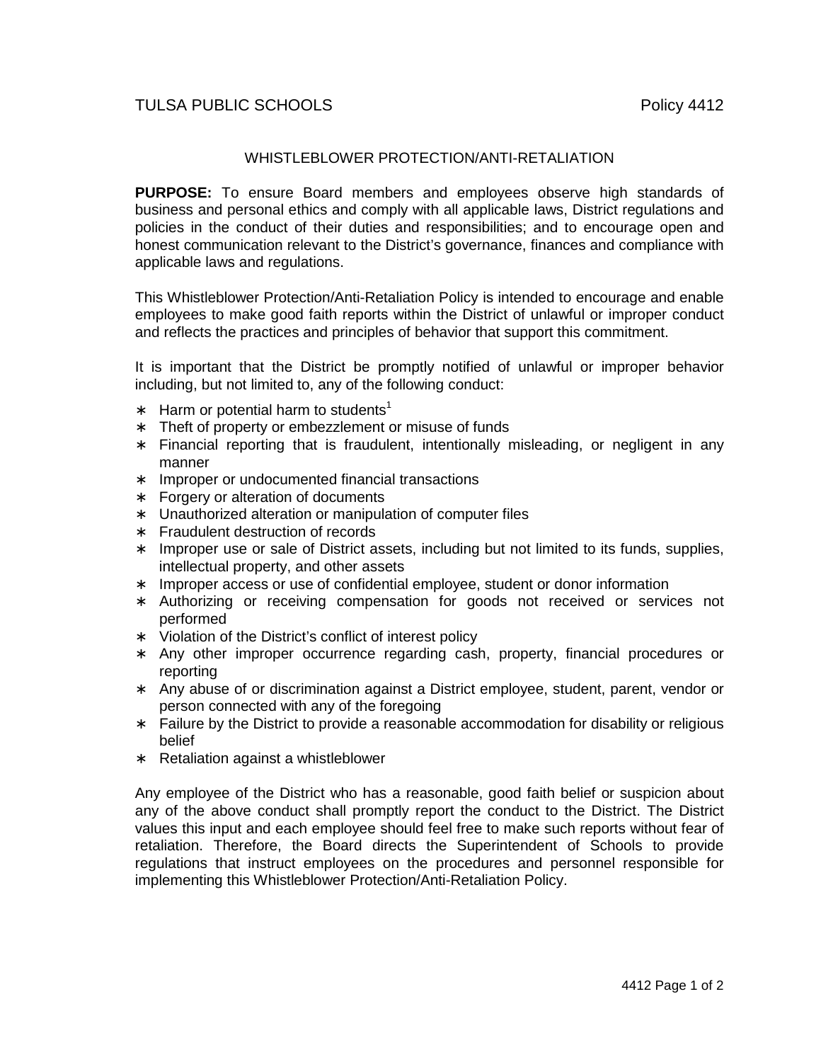TULSA PUBLIC SCHOOLS Policy 4412

# WHISTLEBLOWER PROTECTION/ANTI-RETALIATION

**PURPOSE:** To ensure Board members and employees observe high standards of business and personal ethics and comply with all applicable laws, District regulations and policies in the conduct of their duties and responsibilities; and to encourage open and honest communication relevant to the District's governance, finances and compliance with applicable laws and regulations.

This Whistleblower Protection/Anti-Retaliation Policy is intended to encourage and enable employees to make good faith reports within the District of unlawful or improper conduct and reflects the practices and principles of behavior that support this commitment.

It is important that the District be promptly notified of unlawful or improper behavior including, but not limited to, any of the following conduct:

- Harm or potential harm to students[1]
- Theft of property or embezzlement or misuse of funds
- Financial reporting that is fraudulent, intentionally misleading, or negligent in any manner
- Improper or undocumented financial transactions
- Forgery or alteration of documents
- Unauthorized alteration or manipulation of computer files
- Fraudulent destruction of records
- Improper use or sale of District assets, including but not limited to its funds, supplies, intellectual property, and other assets
- Improper access or use of confidential employee, student or donor information
- Authorizing or receiving compensation for goods not received or services not performed
- Violation of the District's conflict of interest policy
- Any other improper occurrence regarding cash, property, financial procedures or reporting
- Any abuse of or discrimination against a District employee, student, parent, vendor or person connected with any of the foregoing
- Failure by the District to provide a reasonable accommodation for disability or religious belief
- Retaliation against a whistleblower

Any employee of the District who has a reasonable, good faith belief or suspicion about any of the above conduct shall promptly report the conduct to the District. The District values this input and each employee should feel free to make such reports without fear of retaliation. Therefore, the Board directs the Superintendent of Schools to provide regulations that instruct employees on the procedures and personnel responsible for implementing this Whistleblower Protection/Anti-Retaliation Policy.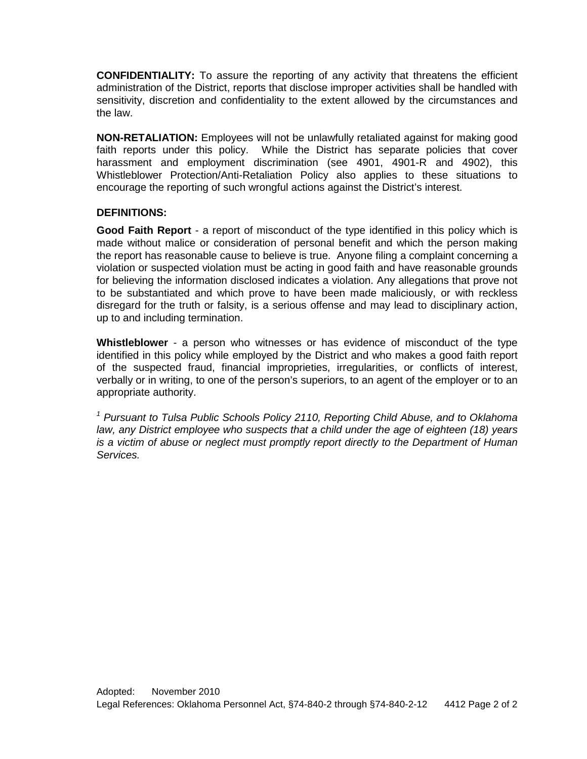**CONFIDENTIALITY:** To assure the reporting of any activity that threatens the efficient administration of the District, reports that disclose improper activities shall be handled with sensitivity, discretion and confidentiality to the extent allowed by the circumstances and the law.

**NON-RETALIATION:** Employees will not be unlawfully retaliated against for making good faith reports under this policy. While the District has separate policies that cover harassment and employment discrimination (see 4901, 4901-R and 4902), this Whistleblower Protection/Anti-Retaliation Policy also applies to these situations to encourage the reporting of such wrongful actions against the District's interest.

**DEFINITIONS:**

**Good Faith Report** - a report of misconduct of the type identified in this policy which is made without malice or consideration of personal benefit and which the person making the report has reasonable cause to believe is true. Anyone filing a complaint concerning a violation or suspected violation must be acting in good faith and have reasonable grounds for believing the information disclosed indicates a violation. Any allegations that prove not to be substantiated and which prove to have been made maliciously, or with reckless disregard for the truth or falsity, is a serious offense and may lead to disciplinary action, up to and including termination.

**Whistleblower** - a person who witnesses or has evidence of misconduct of the type identified in this policy while employed by the District and who makes a good faith report of the suspected fraud, financial improprieties, irregularities, or conflicts of interest, verbally or in writing, to one of the person's superiors, to an agent of the employer or to an appropriate authority.

*[1] Pursuant to Tulsa Public Schools Policy 2110, Reporting Child Abuse, and to Oklahoma law, any District employee who suspects that a child under the age of eighteen (18) years is a victim of abuse or neglect must promptly report directly to the Department of Human Services.*

Adopted: November 2010

Legal References: Oklahoma Personnel Act, §74-840-2 through §74-840-2-12